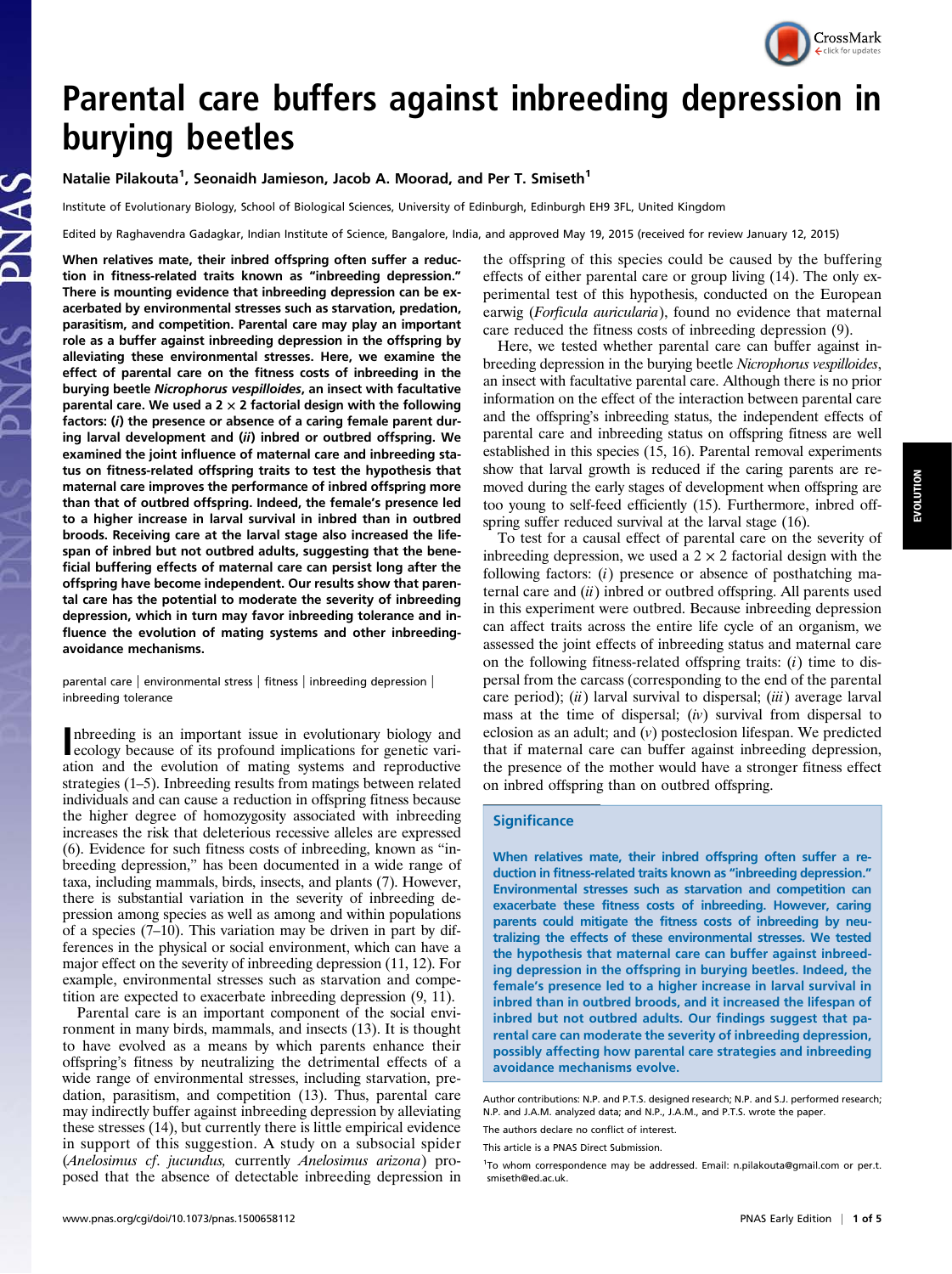# Parental care buffers against inbreeding depression in burying beetles

Natalie Pilakouta[1], Seonaidh Jamieson, Jacob A. Moorad, and Per T. Smiseth[1]

Institute of Evolutionary Biology, School of Biological Sciences, University of Edinburgh, Edinburgh EH9 3FL, United Kingdom

Edited by Raghavendra Gadagkar, Indian Institute of Science, Bangalore, India, and approved May 19, 2015 (received for review January 12, 2015)

**When relatives mate, their inbred offspring often suffer a reduction in fitness-related traits known as "inbreeding depression." There is mounting evidence that inbreeding depression can be exacerbated by environmental stresses such as starvation, predation, parasitism, and competition. Parental care may play an important role as a buffer against inbreeding depression in the offspring by alleviating these environmental stresses. Here, we examine the effect of parental care on the fitness costs of inbreeding in the burying beetle *Nicrophorus vespilloides*, an insect with facultative parental care. We used a 2 × 2 factorial design with the following factors: (*i*) the presence or absence of a caring female parent during larval development and (*ii*) inbred or outbred offspring. We examined the joint influence of maternal care and inbreeding status on fitness-related offspring traits to test the hypothesis that maternal care improves the performance of inbred offspring more than that of outbred offspring. Indeed, the female's presence led to a higher increase in larval survival in inbred than in outbred broods. Receiving care at the larval stage also increased the lifespan of inbred but not outbred adults, suggesting that the beneficial buffering effects of maternal care can persist long after the offspring have become independent. Our results show that parental care has the potential to moderate the severity of inbreeding depression, which in turn may favor inbreeding tolerance and influence the evolution of mating systems and other inbreeding-avoidance mechanisms.**

parental care | environmental stress | fitness | inbreeding depression | inbreeding tolerance

Inbreeding is an important issue in evolutionary biology and ecology because of its profound implications for genetic variation and the evolution of mating systems and reproductive strategies (1–5). Inbreeding results from matings between related individuals and can cause a reduction in offspring fitness because the higher degree of homozygosity associated with inbreeding increases the risk that deleterious recessive alleles are expressed (6). Evidence for such fitness costs of inbreeding, known as "inbreeding depression," has been documented in a wide range of taxa, including mammals, birds, insects, and plants (7). However, there is substantial variation in the severity of inbreeding depression among species as well as among and within populations of a species (7–10). This variation may be driven in part by differences in the physical or social environment, which can have a major effect on the severity of inbreeding depression (11, 12). For example, environmental stresses such as starvation and competition are expected to exacerbate inbreeding depression (9, 11).

Parental care is an important component of the social environment in many birds, mammals, and insects (13). It is thought to have evolved as a means by which parents enhance their offspring's fitness by neutralizing the detrimental effects of a wide range of environmental stresses, including starvation, predation, parasitism, and competition (13). Thus, parental care may indirectly buffer against inbreeding depression by alleviating these stresses (14), but currently there is little empirical evidence in support of this suggestion. A study on a subsocial spider (*Anelosimus cf. jucundus,* currently *Anelosimus arizona*) proposed that the absence of detectable inbreeding depression in the offspring of this species could be caused by the buffering effects of either parental care or group living (14). The only experimental test of this hypothesis, conducted on the European earwig (*Forficula auricularia*), found no evidence that maternal care reduced the fitness costs of inbreeding depression (9).

Here, we tested whether parental care can buffer against inbreeding depression in the burying beetle *Nicrophorus vespilloides*, an insect with facultative parental care. Although there is no prior information on the effect of the interaction between parental care and the offspring's inbreeding status, the independent effects of parental care and inbreeding status on offspring fitness are well established in this species (15, 16). Parental removal experiments show that larval growth is reduced if the caring parents are removed during the early stages of development when offspring are too young to self-feed efficiently (15). Furthermore, inbred offspring suffer reduced survival at the larval stage (16).

To test for a causal effect of parental care on the severity of inbreeding depression, we used a 2 × 2 factorial design with the following factors: (*i*) presence or absence of posthatching maternal care and (*ii*) inbred or outbred offspring. All parents used in this experiment were outbred. Because inbreeding depression can affect traits across the entire life cycle of an organism, we assessed the joint effects of inbreeding status and maternal care on the following fitness-related offspring traits: (*i*) time to dispersal from the carcass (corresponding to the end of the parental care period); (*ii*) larval survival to dispersal; (*iii*) average larval mass at the time of dispersal; (*iv*) survival from dispersal to eclosion as an adult; and (*v*) posteclosion lifespan. We predicted that if maternal care can buffer against inbreeding depression, the presence of the mother would have a stronger fitness effect on inbred offspring than on outbred offspring.

## Significance

**When relatives mate, their inbred offspring often suffer a reduction in fitness-related traits known as "inbreeding depression." Environmental stresses such as starvation and competition can exacerbate these fitness costs of inbreeding. However, caring parents could mitigate the fitness costs of inbreeding by neutralizing the effects of these environmental stresses. We tested the hypothesis that maternal care can buffer against inbreeding depression in the offspring in burying beetles. Indeed, the female's presence led to a higher increase in larval survival in inbred than in outbred broods, and it increased the lifespan of inbred but not outbred adults. Our findings suggest that parental care can moderate the severity of inbreeding depression, possibly affecting how parental care strategies and inbreeding avoidance mechanisms evolve.**

Author contributions: N.P. and P.T.S. designed research; N.P. and S.J. performed research; N.P. and J.A.M. analyzed data; and N.P., J.A.M., and P.T.S. wrote the paper.

The authors declare no conflict of interest.

This article is a PNAS Direct Submission.

[1]To whom correspondence may be addressed. Email: n.pilakouta@gmail.com or per.t.smiseth@ed.ac.uk.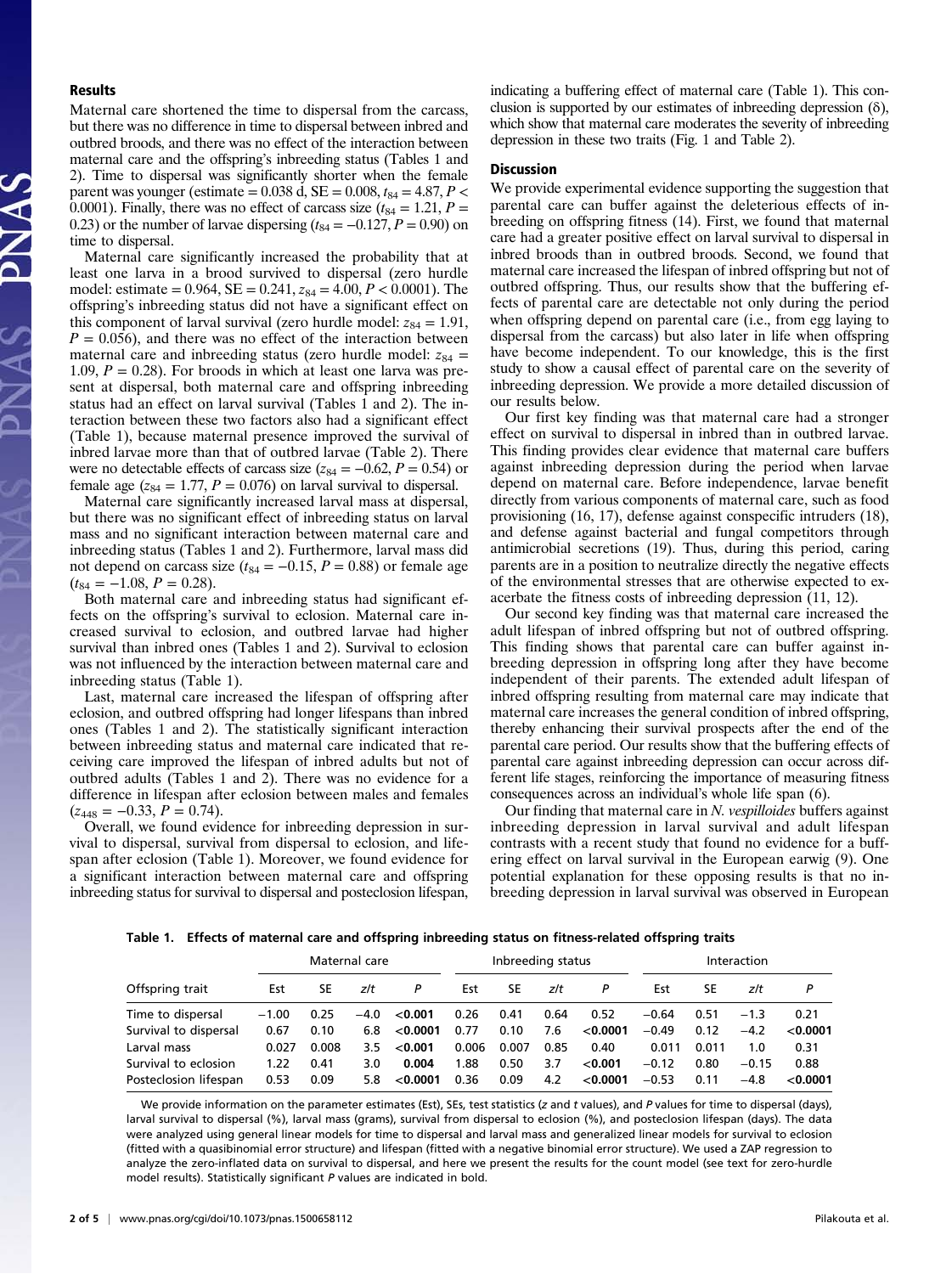## Results

Maternal care shortened the time to dispersal from the carcass, but there was no difference in time to dispersal between inbred and outbred broods, and there was no effect of the interaction between maternal care and the offspring's inbreeding status (Tables 1 and 2). Time to dispersal was significantly shorter when the female parent was younger (estimate = 0.038 d, SE = 0.008, $t_{84} = 4.87$, $P < 0.0001$). Finally, there was no effect of carcass size ($t_{84} = 1.21$, $P = 0.23$) or the number of larvae dispersing ($t_{84} = -0.127$, $P = 0.90$) on time to dispersal.

Maternal care significantly increased the probability that at least one larva in a brood survived to dispersal (zero hurdle model: estimate = 0.964, SE = 0.241, $z_{84} = 4.00$, $P < 0.0001$). The offspring's inbreeding status did not have a significant effect on this component of larval survival (zero hurdle model: $z_{84} = 1.91$, $P = 0.056$), and there was no effect of the interaction between maternal care and inbreeding status (zero hurdle model: $z_{84} = 1.09$, $P = 0.28$). For broods in which at least one larva was present at dispersal, both maternal care and offspring inbreeding status had an effect on larval survival (Tables 1 and 2). The interaction between these two factors also had a significant effect (Table 1), because maternal presence improved the survival of inbred larvae more than that of outbred larvae (Table 2). There were no detectable effects of carcass size ($z_{84} = -0.62$, $P = 0.54$) or female age ($z_{84} = 1.77$, $P = 0.076$) on larval survival to dispersal.

Maternal care significantly increased larval mass at dispersal, but there was no significant effect of inbreeding status on larval mass and no significant interaction between maternal care and inbreeding status (Tables 1 and 2). Furthermore, larval mass did not depend on carcass size ($t_{84} = -0.15$, $P = 0.88$) or female age ($t_{84} = -1.08$, $P = 0.28$).

Both maternal care and inbreeding status had significant effects on the offspring's survival to eclosion. Maternal care increased survival to eclosion, and outbred larvae had higher survival than inbred ones (Tables 1 and 2). Survival to eclosion was not influenced by the interaction between maternal care and inbreeding status (Table 1).

Last, maternal care increased the lifespan of offspring after eclosion, and outbred offspring had longer lifespans than inbred ones (Tables 1 and 2). The statistically significant interaction between inbreeding status and maternal care indicated that receiving care improved the lifespan of inbred adults but not of outbred adults (Tables 1 and 2). There was no evidence for a difference in lifespan after eclosion between males and females ($z_{448} = -0.33$, $P = 0.74$).

Overall, we found evidence for inbreeding depression in survival to dispersal, survival from dispersal to eclosion, and lifespan after eclosion (Table 1). Moreover, we found evidence for a significant interaction between maternal care and offspring inbreeding status for survival to dispersal and posteclosion lifespan, indicating a buffering effect of maternal care (Table 1). This conclusion is supported by our estimates of inbreeding depression (δ), which show that maternal care moderates the severity of inbreeding depression in these two traits (Fig. 1 and Table 2).

## Discussion

We provide experimental evidence supporting the suggestion that parental care can buffer against the deleterious effects of inbreeding on offspring fitness (14). First, we found that maternal care had a greater positive effect on larval survival to dispersal in inbred broods than in outbred broods. Second, we found that maternal care increased the lifespan of inbred offspring but not of outbred offspring. Thus, our results show that the buffering effects of parental care are detectable not only during the period when offspring depend on parental care (i.e., from egg laying to dispersal from the carcass) but also later in life when offspring have become independent. To our knowledge, this is the first study to show a causal effect of parental care on the severity of inbreeding depression. We provide a more detailed discussion of our results below.

Our first key finding was that maternal care had a stronger effect on survival to dispersal in inbred than in outbred larvae. This finding provides clear evidence that maternal care buffers against inbreeding depression during the period when larvae depend on maternal care. Before independence, larvae benefit directly from various components of maternal care, such as food provisioning (16, 17), defense against conspecific intruders (18), and defense against bacterial and fungal competitors through antimicrobial secretions (19). Thus, during this period, caring parents are in a position to neutralize directly the negative effects of the environmental stresses that are otherwise expected to exacerbate the fitness costs of inbreeding depression (11, 12).

Our second key finding was that maternal care increased the adult lifespan of inbred offspring but not of outbred offspring. This finding shows that parental care can buffer against inbreeding depression in offspring long after they have become independent of their parents. The extended adult lifespan of inbred offspring resulting from maternal care may indicate that maternal care increases the general condition of inbred offspring, thereby enhancing their survival prospects after the end of the parental care period. Our results show that the buffering effects of parental care against inbreeding depression can occur across different life stages, reinforcing the importance of measuring fitness consequences across an individual's whole life span (6).

Our finding that maternal care in *N. vespilloides* buffers against inbreeding depression in larval survival and adult lifespan contrasts with a recent study that found no evidence for a buffering effect on larval survival in the European earwig (9). One potential explanation for these opposing results is that no inbreeding depression in larval survival was observed in European

**Table 1. Effects of maternal care and offspring inbreeding status on fitness-related offspring traits**

| | Maternal care | | | | Inbreeding status | | | | Interaction | | | |
|---|---|---|---|---|---|---|---|---|---|---|---|---|
| Offspring trait | Est | SE | z/t | P | Est | SE | z/t | P | Est | SE | z/t | P |
| Time to dispersal | −1.00 | 0.25 | −4.0 | **<0.001** | 0.26 | 0.41 | 0.64 | 0.52 | −0.64 | 0.51 | −1.3 | 0.21 |
| Survival to dispersal | 0.67 | 0.10 | 6.8 | **<0.0001** | 0.77 | 0.10 | 7.6 | **<0.0001** | −0.49 | 0.12 | −4.2 | **<0.0001** |
| Larval mass | 0.027 | 0.008 | 3.5 | **<0.001** | 0.006 | 0.007 | 0.85 | 0.40 | 0.011 | 0.011 | 1.0 | 0.31 |
| Survival to eclosion | 1.22 | 0.41 | 3.0 | **0.004** | 1.88 | 0.50 | 3.7 | **<0.001** | −0.12 | 0.80 | −0.15 | 0.88 |
| Posteclosion lifespan | 0.53 | 0.09 | 5.8 | **<0.0001** | 0.36 | 0.09 | 4.2 | **<0.0001** | −0.53 | 0.11 | −4.8 | **<0.0001** |

We provide information on the parameter estimates (Est), SEs, test statistics (z and t values), and P values for time to dispersal (days), larval survival to dispersal (%), larval mass (grams), survival from dispersal to eclosion (%), and posteclosion lifespan (days). The data were analyzed using general linear models for time to dispersal and larval mass and generalized linear models for survival to eclosion (fitted with a quasibinomial error structure) and lifespan (fitted with a negative binomial error structure). We used a ZAP regression to analyze the zero-inflated data on survival to dispersal, and here we present the results for the count model (see text for zero-hurdle model results). Statistically significant P values are indicated in bold.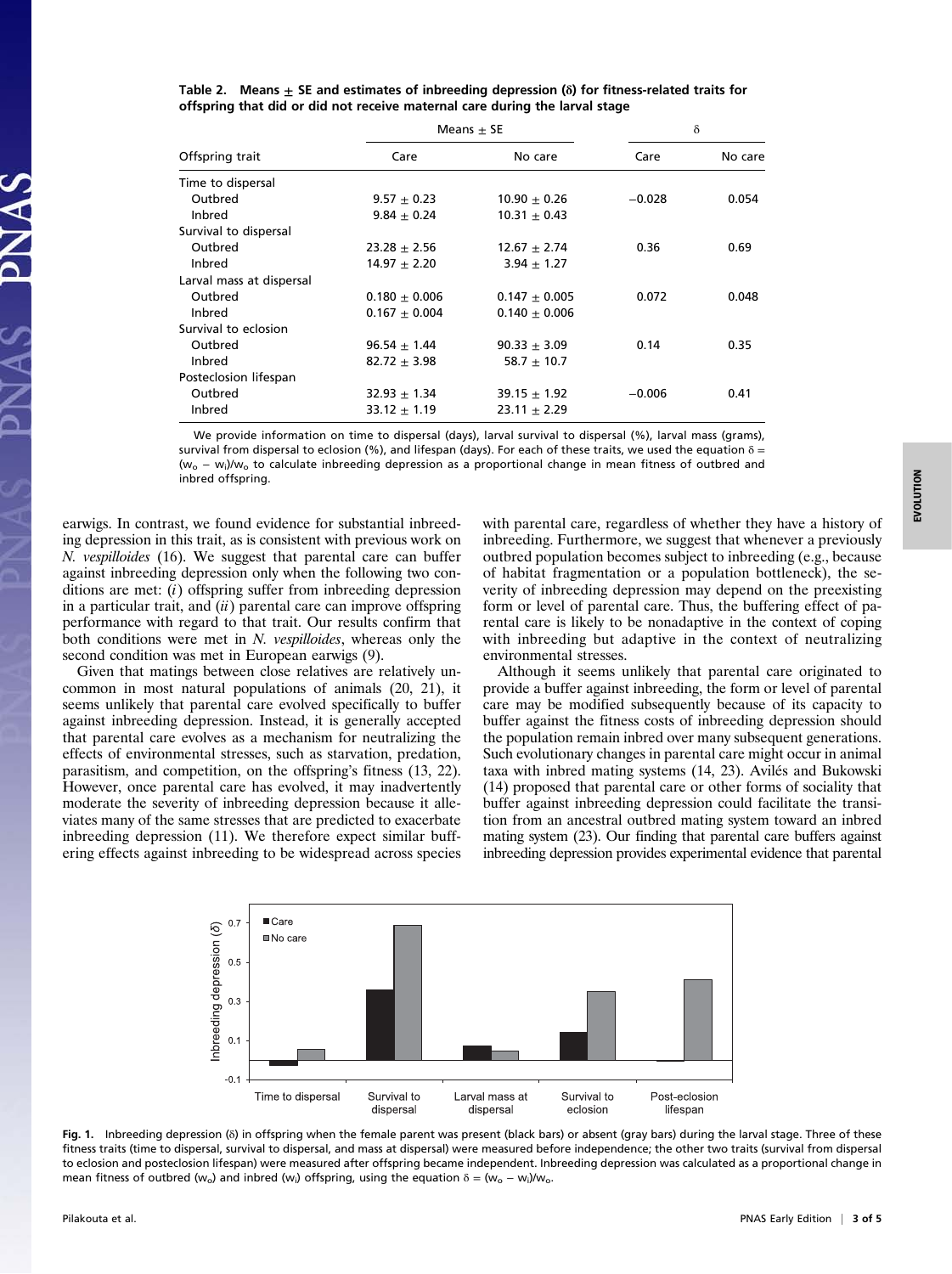**Table 2. Means ± SE and estimates of inbreeding depression (δ) for fitness-related traits for offspring that did or did not receive maternal care during the larval stage**

| Offspring trait | Means ± SE | | δ | |
|---|---|---|---|---|
| | Care | No care | Care | No care |
| Time to dispersal | | | | |
| Outbred | 9.57 ± 0.23 | 10.90 ± 0.26 | −0.028 | 0.054 |
| Inbred | 9.84 ± 0.24 | 10.31 ± 0.43 | | |
| Survival to dispersal | | | | |
| Outbred | 23.28 ± 2.56 | 12.67 ± 2.74 | 0.36 | 0.69 |
| Inbred | 14.97 ± 2.20 | 3.94 ± 1.27 | | |
| Larval mass at dispersal | | | | |
| Outbred | 0.180 ± 0.006 | 0.147 ± 0.005 | 0.072 | 0.048 |
| Inbred | 0.167 ± 0.004 | 0.140 ± 0.006 | | |
| Survival to eclosion | | | | |
| Outbred | 96.54 ± 1.44 | 90.33 ± 3.09 | 0.14 | 0.35 |
| Inbred | 82.72 ± 3.98 | 58.7 ± 10.7 | | |
| Posteclosion lifespan | | | | |
| Outbred | 32.93 ± 1.34 | 39.15 ± 1.92 | −0.006 | 0.41 |
| Inbred | 33.12 ± 1.19 | 23.11 ± 2.29 | | |

We provide information on time to dispersal (days), larval survival to dispersal (%), larval mass (grams), survival from dispersal to eclosion (%), and lifespan (days). For each of these traits, we used the equation $\delta = (w_o - w_i)/w_o$ to calculate inbreeding depression as a proportional change in mean fitness of outbred and inbred offspring.

earwigs. In contrast, we found evidence for substantial inbreeding depression in this trait, as is consistent with previous work on *N. vespilloides* (16). We suggest that parental care can buffer against inbreeding depression only when the following two conditions are met: (*i*) offspring suffer from inbreeding depression in a particular trait, and (*ii*) parental care can improve offspring performance with regard to that trait. Our results confirm that both conditions were met in *N. vespilloides*, whereas only the second condition was met in European earwigs (9).

Given that matings between close relatives are relatively uncommon in most natural populations of animals (20, 21), it seems unlikely that parental care evolved specifically to buffer against inbreeding depression. Instead, it is generally accepted that parental care evolves as a mechanism for neutralizing the effects of environmental stresses, such as starvation, predation, parasitism, and competition, on the offspring's fitness (13, 22). However, once parental care has evolved, it may inadvertently moderate the severity of inbreeding depression because it alleviates many of the same stresses that are predicted to exacerbate inbreeding depression (11). We therefore expect similar buffering effects against inbreeding to be widespread across species with parental care, regardless of whether they have a history of inbreeding. Furthermore, we suggest that whenever a previously outbred population becomes subject to inbreeding (e.g., because of habitat fragmentation or a population bottleneck), the severity of inbreeding depression may depend on the preexisting form or level of parental care. Thus, the buffering effect of parental care is likely to be nonadaptive in the context of coping with inbreeding but adaptive in the context of neutralizing environmental stresses.

Although it seems unlikely that parental care originated to provide a buffer against inbreeding, the form or level of parental care may be modified subsequently because of its capacity to buffer against the fitness costs of inbreeding depression should the population remain inbred over many subsequent generations. Such evolutionary changes in parental care might occur in animal taxa with inbred mating systems (14, 23). Avilés and Bukowski (14) proposed that parental care or other forms of sociality that buffer against inbreeding depression could facilitate the transition from an ancestral outbred mating system toward an inbred mating system (23). Our finding that parental care buffers against inbreeding depression provides experimental evidence that parental

**Fig. 1.** Inbreeding depression (δ) in offspring when the female parent was present (black bars) or absent (gray bars) during the larval stage. Three of these fitness traits (time to dispersal, survival to dispersal, and mass at dispersal) were measured before independence; the other two traits (survival from dispersal to eclosion and posteclosion lifespan) were measured after offspring became independent. Inbreeding depression was calculated as a proportional change in mean fitness of outbred ($w_o$) and inbred ($w_i$) offspring, using the equation $\delta = (w_o - w_i)/w_o$.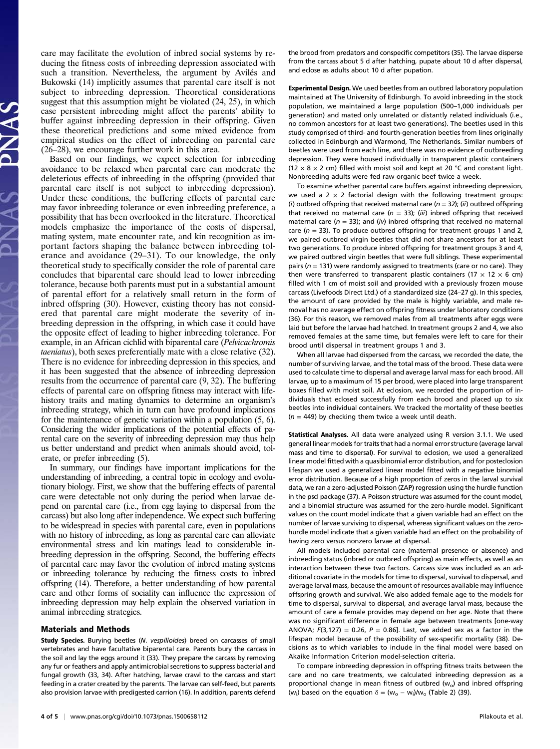care may facilitate the evolution of inbred social systems by reducing the fitness costs of inbreeding depression associated with such a transition. Nevertheless, the argument by Avilés and Bukowski (14) implicitly assumes that parental care itself is not subject to inbreeding depression. Theoretical considerations suggest that this assumption might be violated (24, 25), in which case persistent inbreeding might affect the parents' ability to buffer against inbreeding depression in their offspring. Given these theoretical predictions and some mixed evidence from empirical studies on the effect of inbreeding on parental care (26–28), we encourage further work in this area.

Based on our findings, we expect selection for inbreeding avoidance to be relaxed when parental care can moderate the deleterious effects of inbreeding in the offspring (provided that parental care itself is not subject to inbreeding depression). Under these conditions, the buffering effects of parental care may favor inbreeding tolerance or even inbreeding preference, a possibility that has been overlooked in the literature. Theoretical models emphasize the importance of the costs of dispersal, mating system, mate encounter rate, and kin recognition as important factors shaping the balance between inbreeding tolerance and avoidance (29–31). To our knowledge, the only theoretical study to specifically consider the role of parental care concludes that biparental care should lead to lower inbreeding tolerance, because both parents must put in a substantial amount of parental effort for a relatively small return in the form of inbred offspring (30). However, existing theory has not considered that parental care might moderate the severity of inbreeding depression in the offspring, in which case it could have the opposite effect of leading to higher inbreeding tolerance. For example, in an African cichlid with biparental care (*Pelvicachromis taeniatus*), both sexes preferentially mate with a close relative (32). There is no evidence for inbreeding depression in this species, and it has been suggested that the absence of inbreeding depression results from the occurrence of parental care (9, 32). The buffering effects of parental care on offspring fitness may interact with life-history traits and mating dynamics to determine an organism's inbreeding strategy, which in turn can have profound implications for the maintenance of genetic variation within a population (5, 6). Considering the wider implications of the potential effects of parental care on the severity of inbreeding depression may thus help us better understand and predict when animals should avoid, tolerate, or prefer inbreeding (5).

In summary, our findings have important implications for the understanding of inbreeding, a central topic in ecology and evolutionary biology. First, we show that the buffering effects of parental care were detectable not only during the period when larvae depend on parental care (i.e., from egg laying to dispersal from the carcass) but also long after independence. We expect such buffering to be widespread in species with parental care, even in populations with no history of inbreeding, as long as parental care can alleviate environmental stress and kin matings lead to considerable inbreeding depression in the offspring. Second, the buffering effects of parental care may favor the evolution of inbred mating systems or inbreeding tolerance by reducing the fitness costs to inbred offspring (14). Therefore, a better understanding of how parental care and other forms of sociality can influence the expression of inbreeding depression may help explain the observed variation in animal inbreeding strategies.

## Materials and Methods

**Study Species.** Burying beetles (*N. vespilloides*) breed on carcasses of small vertebrates and have facultative biparental care. Parents bury the carcass in the soil and lay the eggs around it (33). They prepare the carcass by removing any fur or feathers and apply antimicrobial secretions to suppress bacterial and fungal growth (33, 34). After hatching, larvae crawl to the carcass and start feeding in a crater created by the parents. The larvae can self-feed, but parents also provision larvae with predigested carrion (16). In addition, parents defend the brood from predators and conspecific competitors (35). The larvae disperse from the carcass about 5 d after hatching, pupate about 10 d after dispersal, and eclose as adults about 10 d after pupation.

**Experimental Design.** We used beetles from an outbred laboratory population maintained at The University of Edinburgh. To avoid inbreeding in the stock population, we maintained a large population (500–1,000 individuals per generation) and mated only unrelated or distantly related individuals (i.e., no common ancestors for at least two generations). The beetles used in this study comprised of third- and fourth-generation beetles from lines originally collected in Edinburgh and Warmond, The Netherlands. Similar numbers of beetles were used from each line, and there was no evidence of outbreeding depression. They were housed individually in transparent plastic containers ($12 \times 8 \times 2$ cm) filled with moist soil and kept at 20 °C and constant light. Nonbreeding adults were fed raw organic beef twice a week.

To examine whether parental care buffers against inbreeding depression, we used a $2 \times 2$ factorial design with the following treatment groups: (*i*) outbred offspring that received maternal care ($n = 32$); (*ii*) outbred offspring that received no maternal care ($n = 33$); (*iii*) inbred offspring that received maternal care ($n = 33$); and (*iv*) inbred offspring that received no maternal care ($n = 33$). To produce outbred offspring for treatment groups 1 and 2, we paired outbred virgin beetles that did not share ancestors for at least two generations. To produce inbred offspring for treatment groups 3 and 4, we paired outbred virgin beetles that were full siblings. These experimental pairs ($n = 131$) were randomly assigned to treatments (care or no care). They then were transferred to transparent plastic containers ($17 \times 12 \times 6$ cm) filled with 1 cm of moist soil and provided with a previously frozen mouse carcass (Livefoods Direct Ltd.) of a standardized size (24–27 g). In this species, the amount of care provided by the male is highly variable, and male removal has no average effect on offspring fitness under laboratory conditions (36). For this reason, we removed males from all treatments after eggs were laid but before the larvae had hatched. In treatment groups 2 and 4, we also removed females at the same time, but females were left to care for their brood until dispersal in treatment groups 1 and 3.

When all larvae had dispersed from the carcass, we recorded the date, the number of surviving larvae, and the total mass of the brood. These data were used to calculate time to dispersal and average larval mass for each brood. All larvae, up to a maximum of 15 per brood, were placed into large transparent boxes filled with moist soil. At eclosion, we recorded the proportion of individuals that eclosed successfully from each brood and placed up to six beetles into individual containers. We tracked the mortality of these beetles ($n = 449$) by checking them twice a week until death.

**Statistical Analyses.** All data were analyzed using R version 3.1.1. We used general linear models for traits that had a normal error structure (average larval mass and time to dispersal). For survival to eclosion, we used a generalized linear model fitted with a quasibinomial error distribution, and for posteclosion lifespan we used a generalized linear model fitted with a negative binomial error distribution. Because of a high proportion of zeros in the larval survival data, we ran a zero-adjusted Poisson (ZAP) regression using the hurdle function in the pscl package (37). A Poisson structure was assumed for the count model, and a binomial structure was assumed for the zero-hurdle model. Significant values on the count model indicate that a given variable had an effect on the number of larvae surviving to dispersal, whereas significant values on the zero-hurdle model indicate that a given variable had an effect on the probability of having zero versus nonzero larvae at dispersal.

All models included parental care (maternal presence or absence) and inbreeding status (inbred or outbred offspring) as main effects, as well as an interaction between these two factors. Carcass size was included as an additional covariate in the models for time to dispersal, survival to dispersal, and average larval mass, because the amount of resources available may influence offspring growth and survival. We also added female age to the models for time to dispersal, survival to dispersal, and average larval mass, because the amount of care a female provides may depend on her age. Note that there was no significant difference in female age between treatments [one-way ANOVA; $F(3,127) = 0.26$, $P = 0.86$]. Last, we added sex as a factor in the lifespan model because of the possibility of sex-specific mortality (38). Decisions as to which variables to include in the final model were based on Akaike Information Criterion model-selection criteria.

To compare inbreeding depression in offspring fitness traits between the care and no care treatments, we calculated inbreeding depression as a proportional change in mean fitness of outbred ($w_o$) and inbred offspring ($w_i$) based on the equation $\delta = (w_o - w_i)/w_o$ (Table 2) (39).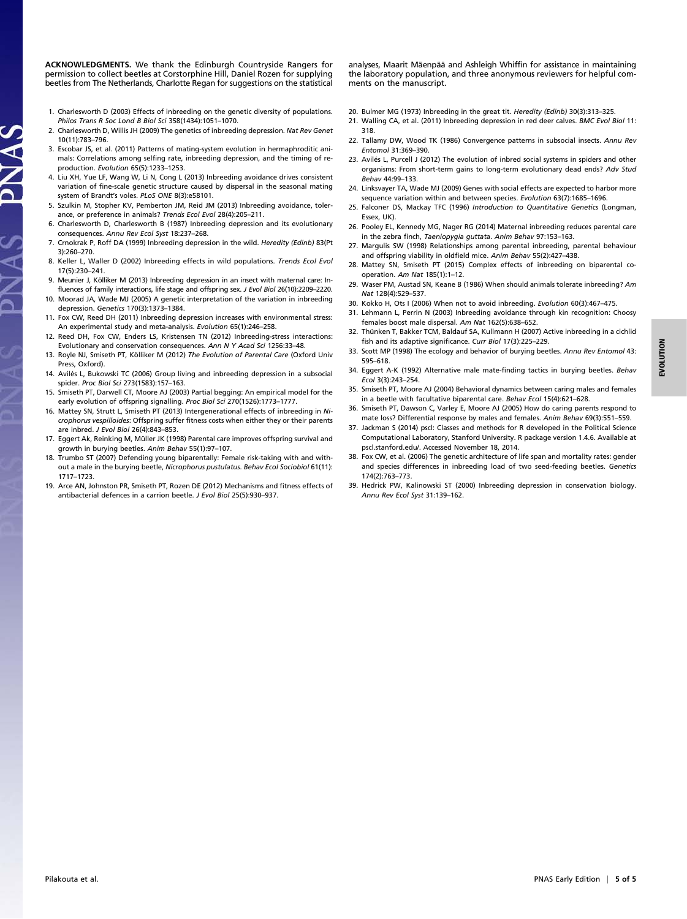**ACKNOWLEDGMENTS.** We thank the Edinburgh Countryside Rangers for permission to collect beetles at Corstorphine Hill, Daniel Rozen for supplying beetles from The Netherlands, Charlotte Regan for suggestions on the statistical analyses, Maarit Mäenpää and Ashleigh Whiffin for assistance in maintaining the laboratory population, and three anonymous reviewers for helpful comments on the manuscript.

1. Charlesworth D (2003) Effects of inbreeding on the genetic diversity of populations. *Philos Trans R Soc Lond B Biol Sci* 358(1434):1051–1070.
2. Charlesworth D, Willis JH (2009) The genetics of inbreeding depression. *Nat Rev Genet* 10(11):783–796.
3. Escobar JS, et al. (2011) Patterns of mating-system evolution in hermaphroditic animals: Correlations among selfing rate, inbreeding depression, and the timing of reproduction. *Evolution* 65(5):1233–1253.
4. Liu XH, Yue LF, Wang W, Li N, Cong L (2013) Inbreeding avoidance drives consistent variation of fine-scale genetic structure caused by dispersal in the seasonal mating system of Brandt's voles. *PLoS ONE* 8(3):e58101.
5. Szulkin M, Stopher KV, Pemberton JM, Reid JM (2013) Inbreeding avoidance, tolerance, or preference in animals? *Trends Ecol Evol* 28(4):205–211.
6. Charlesworth D, Charlesworth B (1987) Inbreeding depression and its evolutionary consequences. *Annu Rev Ecol Syst* 18:237–268.
7. Crnokrak P, Roff DA (1999) Inbreeding depression in the wild. *Heredity (Edinb)* 83(Pt 3):260–270.
8. Keller L, Waller D (2002) Inbreeding effects in wild populations. *Trends Ecol Evol* 17(5):230–241.
9. Meunier J, Kölliker M (2013) Inbreeding depression in an insect with maternal care: Influences of family interactions, life stage and offspring sex. *J Evol Biol* 26(10):2209–2220.
10. Moorad JA, Wade MJ (2005) A genetic interpretation of the variation in inbreeding depression. *Genetics* 170(3):1373–1384.
11. Fox CW, Reed DH (2011) Inbreeding depression increases with environmental stress: An experimental study and meta-analysis. *Evolution* 65(1):246–258.
12. Reed DH, Fox CW, Enders LS, Kristensen TN (2012) Inbreeding-stress interactions: Evolutionary and conservation consequences. *Ann N Y Acad Sci* 1256:33–48.
13. Royle NJ, Smiseth PT, Kölliker M (2012) *The Evolution of Parental Care* (Oxford Univ Press, Oxford).
14. Avilés L, Bukowski TC (2006) Group living and inbreeding depression in a subsocial spider. *Proc Biol Sci* 273(1583):157–163.
15. Smiseth PT, Darwell CT, Moore AJ (2003) Partial begging: An empirical model for the early evolution of offspring signalling. *Proc Biol Sci* 270(1526):1773–1777.
16. Mattey SN, Strutt L, Smiseth PT (2013) Intergenerational effects of inbreeding in *Nicrophorus vespilloides*: Offspring suffer fitness costs when either they or their parents are inbred. *J Evol Biol* 26(4):843–853.
17. Eggert Ak, Reinking M, Müller JK (1998) Parental care improves offspring survival and growth in burying beetles. *Anim Behav* 55(1):97–107.
18. Trumbo ST (2007) Defending young biparentally: Female risk-taking with and without a male in the burying beetle, *Nicrophorus pustulatus*. *Behav Ecol Sociobiol* 61(11): 1717–1723.
19. Arce AN, Johnston PR, Smiseth PT, Rozen DE (2012) Mechanisms and fitness effects of antibacterial defences in a carrion beetle. *J Evol Biol* 25(5):930–937.
20. Bulmer MG (1973) Inbreeding in the great tit. *Heredity (Edinb)* 30(3):313–325.
21. Walling CA, et al. (2011) Inbreeding depression in red deer calves. *BMC Evol Biol* 11: 318.
22. Tallamy DW, Wood TK (1986) Convergence patterns in subsocial insects. *Annu Rev Entomol* 31:369–390.
23. Avilés L, Purcell J (2012) The evolution of inbred social systems in spiders and other organisms: From short-term gains to long-term evolutionary dead ends? *Adv Stud Behav* 44:99–133.
24. Linksvayer TA, Wade MJ (2009) Genes with social effects are expected to harbor more sequence variation within and between species. *Evolution* 63(7):1685–1696.
25. Falconer DS, Mackay TFC (1996) *Introduction to Quantitative Genetics* (Longman, Essex, UK).
26. Pooley EL, Kennedy MG, Nager RG (2014) Maternal inbreeding reduces parental care in the zebra finch, *Taeniopygia guttata*. *Anim Behav* 97:153–163.
27. Margulis SW (1998) Relationships among parental inbreeding, parental behaviour and offspring viability in oldfield mice. *Anim Behav* 55(2):427–438.
28. Mattey SN, Smiseth PT (2015) Complex effects of inbreeding on biparental cooperation. *Am Nat* 185(1):1–12.
29. Waser PM, Austad SN, Keane B (1986) When should animals tolerate inbreeding? *Am Nat* 128(4):529–537.
30. Kokko H, Ots I (2006) When not to avoid inbreeding. *Evolution* 60(3):467–475.
31. Lehmann L, Perrin N (2003) Inbreeding avoidance through kin recognition: Choosy females boost male dispersal. *Am Nat* 162(5):638–652.
32. Thünken T, Bakker TCM, Baldauf SA, Kullmann H (2007) Active inbreeding in a cichlid fish and its adaptive significance. *Curr Biol* 17(3):225–229.
33. Scott MP (1998) The ecology and behavior of burying beetles. *Annu Rev Entomol* 43: 595–618.
34. Eggert A-K (1992) Alternative male mate-finding tactics in burying beetles. *Behav Ecol* 3(3):243–254.
35. Smiseth PT, Moore AJ (2004) Behavioral dynamics between caring males and females in a beetle with facultative biparental care. *Behav Ecol* 15(4):621–628.
36. Smiseth PT, Dawson C, Varley E, Moore AJ (2005) How do caring parents respond to mate loss? Differential response by males and females. *Anim Behav* 69(3):551–559.
37. Jackman S (2014) pscl: Classes and methods for R developed in the Political Science Computational Laboratory, Stanford University. R package version 1.4.6. Available at pscl.stanford.edu/. Accessed November 18, 2014.
38. Fox CW, et al. (2006) The genetic architecture of life span and mortality rates: gender and species differences in inbreeding load of two seed-feeding beetles. *Genetics* 174(2):763–773.
39. Hedrick PW, Kalinowski ST (2000) Inbreeding depression in conservation biology. *Annu Rev Ecol Syst* 31:139–162.